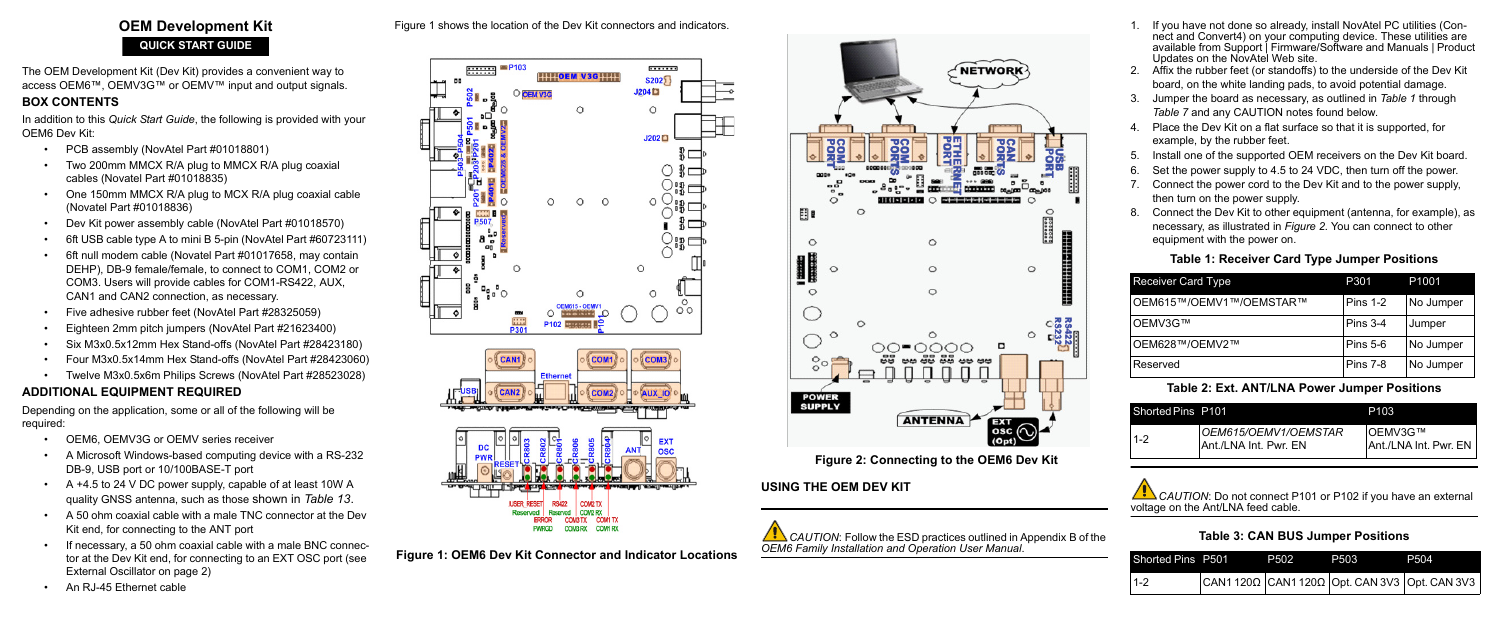# OEM Development Kit

**QUICK START GUIDE**

The OEM Development Kit (Dev Kit) provides a convenient way to access OEM6™, OEMV3G™ or OEMV™ input and output signals.

## BOX CONTENTS

In addition to this *Quick Start Guide*, the following is provided with your OEM6 Dev Kit:

- PCB assembly (NovAtel Part #01018801)
- Two 200mm MMCX R/A plug to MMCX R/A plug coaxial cables (Novatel Part #01018835)
- One 150mm MMCX R/A plug to MCX R/A plug coaxial cable (Novatel Part #01018836)
- Dev Kit power assembly cable (NovAtel Part #01018570)
- 6ft USB cable type A to mini B 5-pin (NovAtel Part #60723111)
- 6ft null modem cable (Novatel Part #01017658, may contain DEHP), DB-9 female/female, to connect to COM1, COM2 or COM3. Users will provide cables for COM1-RS422, AUX, CAN1 and CAN2 connection, as necessary.
- Five adhesive rubber feet (NovAtel Part #28325059)
- Eighteen 2mm pitch jumpers (NovAtel Part #21623400)
- Six M3x0.5x12mm Hex Stand-offs (NovAtel Part #28423180)
- Four M3x0.5x14mm Hex Stand-offs (NovAtel Part #28423060)
- Twelve M3x0.5x6m Philips Screws (NovAtel Part #28523028)

## ADDITIONAL EQUIPMENT REQUIRED

Depending on the application, some or all of the following will be required:

- OEM6, OEMV3G or OEMV series receiver
- A Microsoft Windows-based computing device with a RS-232 DB-9, USB port or 10/100BASE-T port
- A +4.5 to 24 V DC power supply, capable of at least 10W A quality GNSS antenna, such as those shown in *Table 13*.
- A 50 ohm coaxial cable with a male TNC connector at the Dev Kit end, for connecting to the ANT port
- If necessary, a 50 ohm coaxial cable with a male BNC connector at the Dev Kit end, for connecting to an EXT OSC port (see External Oscillator on page 2)
- An RJ-45 Ethernet cable

Figure 1 shows the location of the Dev Kit connectors and indicators.

**Figure 1: OEM6 Dev Kit Connector and Indicator Locations**

**Figure 2: Connecting to the OEM6 Dev Kit**

## USING THE OEM DEV KIT

*CAUTION*: Follow the ESD practices outlined in Appendix B of the *OEM6 Family Installation and Operation User Manual*.

1. If you have not done so already, install NovAtel PC utilities (Connect and Convert4) on your computing device. These utilities are available from Support | Firmware/Software and Manuals | Product Updates on the NovAtel Web site.
2. Affix the rubber feet (or standoffs) to the underside of the Dev Kit board, on the white landing pads, to avoid potential damage.
3. Jumper the board as necessary, as outlined in *Table 1* through *Table 7* and any CAUTION notes found below.
4. Place the Dev Kit on a flat surface so that it is supported, for example, by the rubber feet.
5. Install one of the supported OEM receivers on the Dev Kit board.
6. Set the power supply to 4.5 to 24 VDC, then turn off the power.
7. Connect the power cord to the Dev Kit and to the power supply, then turn on the power supply.
8. Connect the Dev Kit to other equipment (antenna, for example), as necessary, as illustrated in *Figure 2*. You can connect to other equipment with the power on.

**Table 1: Receiver Card Type Jumper Positions**

| Receiver Card Type | P301 | P1001 |
|---|---|---|
| OEM615™/OEMV1™/OEMSTAR™ | Pins 1-2 | No Jumper |
| OEMV3G™ | Pins 3-4 | Jumper |
| OEM628™/OEMV2™ | Pins 5-6 | No Jumper |
| Reserved | Pins 7-8 | No Jumper |

**Table 2: Ext. ANT/LNA Power Jumper Positions**

| Shorted Pins | P101 | P103 |
|---|---|---|
| 1-2 | *OEM615/OEMV1/OEMSTAR Ant./LNA Int. Pwr. EN* | OEMV3G™ Ant./LNA Int. Pwr. EN |

*CAUTION*: Do not connect P101 or P102 if you have an external voltage on the Ant/LNA feed cable.

**Table 3: CAN BUS Jumper Positions**

| Shorted Pins | P501 | P502 | P503 | P504 |
|---|---|---|---|---|
| 1-2 | CAN1 120Ω | CAN1 120Ω | Opt. CAN 3V3 | Opt. CAN 3V3 |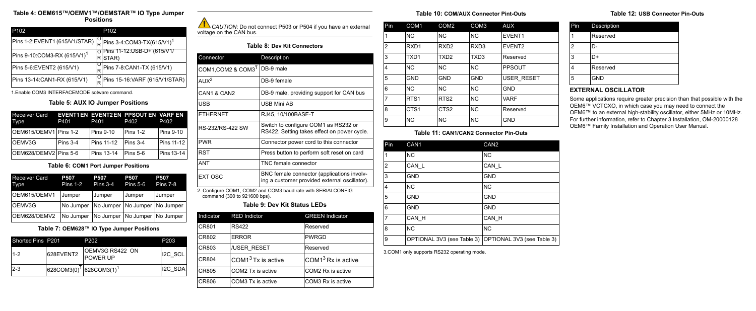**Table 4: OEM615™/OEMV1™/OEMSTAR™ IO Type Jumper Positions**

| P102 | | P102 |
|---|---|---|
| Pins 1-2:EVENT1 (615/V1/STAR) | OR | Pins 3-4:COM3-TX(615/V1)[1] |
| Pins 9-10:COM3-RX (615/V1)[1] | OR | Pins 11-12:USB-D+ (615/V1/STAR) |
| Pins 5-6:EVENT2 (615/V1) | OR | Pins 7-8:CAN1-TX (615/V1) |
| Pins 13-14:CAN1-RX (615/V1) | OR | Pins 15-16:VARF (615/V1/STAR) |

1.Enable COM3 INTERFACEMODE sotware command.

**Table 5: AUX IO Jumper Positions**

| Receiver Card Type | EVENT1EN P401 | EVENT2EN P401 | PPSOUTEN P402 | VARF EN P402 |
|---|---|---|---|---|
| OEM615/OEMV1 | Pins 1-2 | Pins 9-10 | Pins 1-2 | Pins 9-10 |
| OEMV3G | Pins 3-4 | Pins 11-12 | Pins 3-4 | Pins 11-12 |
| OEM628/OEMV2 | Pins 5-6 | Pins 13-14 | Pins 5-6 | Pins 13-14 |

**Table 6: COM1 Port Jumper Positions**

| Receiver Card Type | P507 Pins 1-2 | P507 Pins 3-4 | P507 Pins 5-6 | P507 Pins 7-8 |
|---|---|---|---|---|
| OEM615/OEMV1 | Jumper | Jumper | Jumper | Jumper |
| OEMV3G | No Jumper | No Jumper | No Jumper | No Jumper |
| OEM628/OEMV2 | No Jumper | No Jumper | No Jumper | No Jumper |

**Table 7: OEM628™ IO Type Jumper Positions**

| Shorted Pins | P201 | P202 | P203 |
|---|---|---|---|
| 1-2 | 628EVENT2 | OEMV3G RS422 ON POWER UP | I2C_SCL |
| 2-3 | 628COM3(0)[1] | 628COM3(1)[1] | I2C_SDA |

*CAUTION*: Do not connect P503 or P504 if you have an external voltage on the CAN bus.

**Table 8: Dev Kit Connectors**

| Connector | Description |
|---|---|
| COM1,COM2 & COM3[1] | DB-9 male |
| AUX[2] | DB-9 female |
| CAN1 & CAN2 | DB-9 male, providing support for CAN bus |
| USB | USB Mini AB |
| ETHERNET | RJ45, 10/100BASE-T |
| RS-232/RS-422 SW | Switch to configure COM1 as RS232 or RS422. Setting takes effect on power cycle. |
| PWR | Connector power cord to this connector |
| RST | Press button to perform soft reset on card |
| ANT | TNC female connector |
| EXT OSC | BNC female connector (applications involving a customer provided external oscillator). |

2. Configure COM1, COM2 and COM3 baud rate with SERIALCONFIG command (300 to 921600 bps).

**Table 9: Dev Kit Status LEDs**

| Indicator | RED Indictor | GREEN Indicator |
|---|---|---|
| CR801 | RS422 | Reserved |
| CR802 | ERROR | PWRGD |
| CR803 | /USER_RESET | Reserved |
| CR804 | COM1[3] Tx is active | COM1[3] Rx is active |
| CR805 | COM2 Tx is active | COM2 Rx is active |
| CR806 | COM3 Tx is active | COM3 Rx is active |

**Table 10: COM/AUX Connector Pint-Outs**

| Pin | COM1 | COM2 | COM3 | AUX |
|---|---|---|---|---|
| 1 | NC | NC | NC | EVENT1 |
| 2 | RXD1 | RXD2 | RXD3 | EVENT2 |
| 3 | TXD1 | TXD2 | TXD3 | Reserved |
| 4 | NC | NC | NC | PPSOUT |
| 5 | GND | GND | GND | USER_RESET |
| 6 | NC | NC | NC | GND |
| 7 | RTS1 | RTS2 | NC | VARF |
| 8 | CTS1 | CTS2 | NC | Reserved |
| 9 | NC | NC | NC | GND |

**Table 11: CAN1/CAN2 Connector Pin-Outs**

| Pin | CAN1 | CAN2 |
|---|---|---|
| 1 | NC | NC |
| 2 | CAN_L | CAN_L |
| 3 | GND | GND |
| 4 | NC | NC |
| 5 | GND | GND |
| 6 | GND | GND |
| 7 | CAN_H | CAN_H |
| 8 | NC | NC |
| 9 | OPTIONAL 3V3 (see Table 3) | OPTIONAL 3V3 (see Table 3) |

3.COM1 only supports RS232 operating mode.

**Table 12: USB Connector Pin-Outs**

| Pin | Description |
|---|---|
| 1 | Reserved |
| 2 | D- |
| 3 | D+ |
| 4 | Reserved |
| 5 | GND |

## EXTERNAL OSCILLATOR

Some applications require greater precision than that possible with the OEM6™ VCTCXO, in which case you may need to connect the OEM6™ to an external high-stability oscillator, either 5MHz or 10MHz. For further information, refer to Chapter 3 Installation, OM-20000128 OEM6™ Family Installation and Operation User Manual.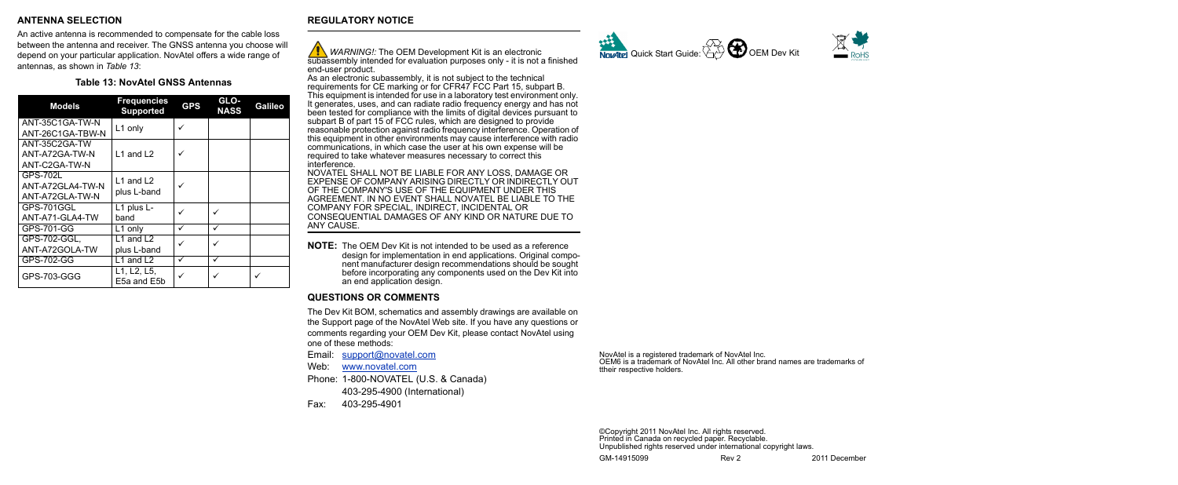## ANTENNA SELECTION

An active antenna is recommended to compensate for the cable loss between the antenna and receiver. The GNSS antenna you choose will depend on your particular application. NovAtel offers a wide range of antennas, as shown in *Table 13*:

**Table 13: NovAtel GNSS Antennas**

| Models | Frequencies Supported | GPS | GLO-NASS | Galileo |
|---|---|---|---|---|
| ANT-35C1GA-TW-N<br>ANT-26C1GA-TBW-N | L1 only | ✓ | | |
| ANT-35C2GA-TW<br>ANT-A72GA-TW-N<br>ANT-C2GA-TW-N | L1 and L2 | ✓ | | |
| GPS-702L<br>ANT-A72GLA4-TW-N<br>ANT-A72GLA-TW-N | L1 and L2 plus L-band | ✓ | | |
| GPS-701GGL<br>ANT-A71-GLA4-TW | L1 plus L-band | ✓ | ✓ | |
| GPS-701-GG | L1 only | ✓ | ✓ | |
| GPS-702-GGL,<br>ANT-A72GOLA-TW | L1 and L2 plus L-band | ✓ | ✓ | |
| GPS-702-GG | L1 and L2 | ✓ | ✓ | |
| GPS-703-GGG | L1, L2, L5, E5a and E5b | ✓ | ✓ | ✓ |

## REGULATORY NOTICE

*WARNING!:* The OEM Development Kit is an electronic subassembly intended for evaluation purposes only - it is not a finished end-user product.

As an electronic subassembly, it is not subject to the technical requirements for CE marking or for CFR47 FCC Part 15, subpart B. This equipment is intended for use in a laboratory test environment only. It generates, uses, and can radiate radio frequency energy and has not been tested for compliance with the limits of digital devices pursuant to subpart B of part 15 of FCC rules, which are designed to provide reasonable protection against radio frequency interference. Operation of this equipment in other environments may cause interference with radio communications, in which case the user at his own expense will be required to take whatever measures necessary to correct this interference.

NOVATEL SHALL NOT BE LIABLE FOR ANY LOSS, DAMAGE OR EXPENSE OF COMPANY ARISING DIRECTLY OR INDIRECTLY OUT OF THE COMPANY'S USE OF THE EQUIPMENT UNDER THIS AGREEMENT. IN NO EVENT SHALL NOVATEL BE LIABLE TO THE COMPANY FOR SPECIAL, INDIRECT, INCIDENTAL OR CONSEQUENTIAL DAMAGES OF ANY KIND OR NATURE DUE TO ANY CAUSE.

**NOTE:** The OEM Dev Kit is not intended to be used as a reference design for implementation in end applications. Original component manufacturer design recommendations should be sought before incorporating any components used on the Dev Kit into an end application design.

## QUESTIONS OR COMMENTS

The Dev Kit BOM, schematics and assembly drawings are available on the Support page of the NovAtel Web site. If you have any questions or comments regarding your OEM Dev Kit, please contact NovAtel using one of these methods:

Email: support@novatel.com

Web: www.novatel.com

Phone: 1-800-NOVATEL (U.S. & Canada)
403-295-4900 (International)

Fax: 403-295-4901

NovAtel Quick Start Guide: OEM Dev Kit

NovAtel is a registered trademark of NovAtel Inc.
OEM6 is a trademark of NovAtel Inc. All other brand names are trademarks of ttheir respective holders.

©Copyright 2011 NovAtel Inc. All rights reserved.
Printed in Canada on recycled paper. Recyclable.
Unpublished rights reserved under international copyright laws.

GM-14915099 Rev 2 2011 December